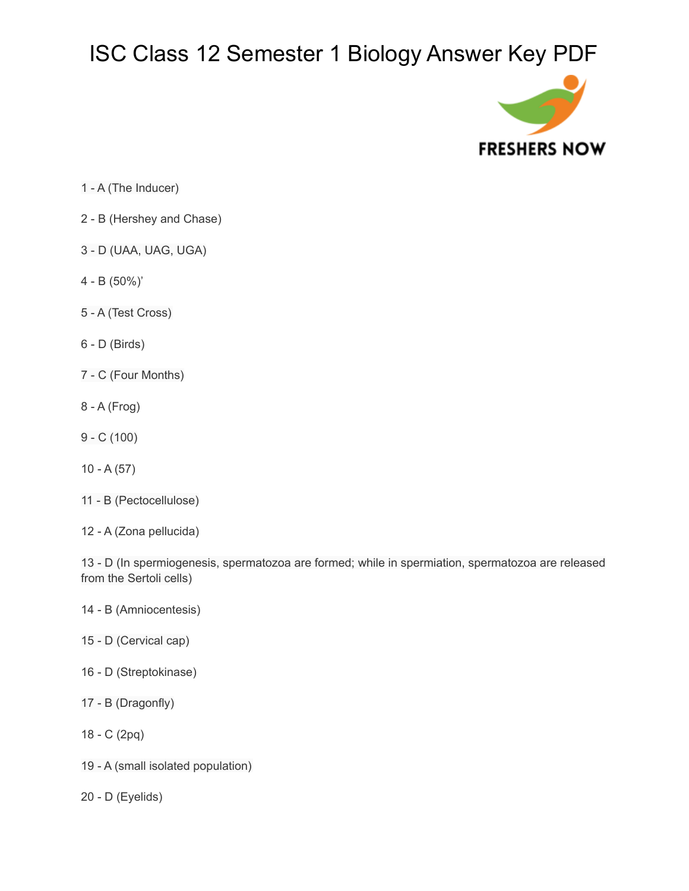# ISC Class 12 Semester 1 Biology Answer Key PDF

FRESHERS NOW

1 - A (The Inducer)

2 - B (Hershey and Chase)

3 - D (UAA, UAG, UGA)

4 - B (50%)'

5 - A (Test Cross)

6 - D (Birds)

7 - C (Four Months)

8 - A (Frog)

9 - C (100)

10 - A (57)

11 - B (Pectocellulose)

12 - A (Zona pellucida)

13 - D (In spermiogenesis, spermatozoa are formed; while in spermiation, spermatozoa are released from the Sertoli cells)

14 - B (Amniocentesis)

15 - D (Cervical cap)

16 - D (Streptokinase)

17 - B (Dragonfly)

18 - C (2pq)

19 - A (small isolated population)

20 - D (Eyelids)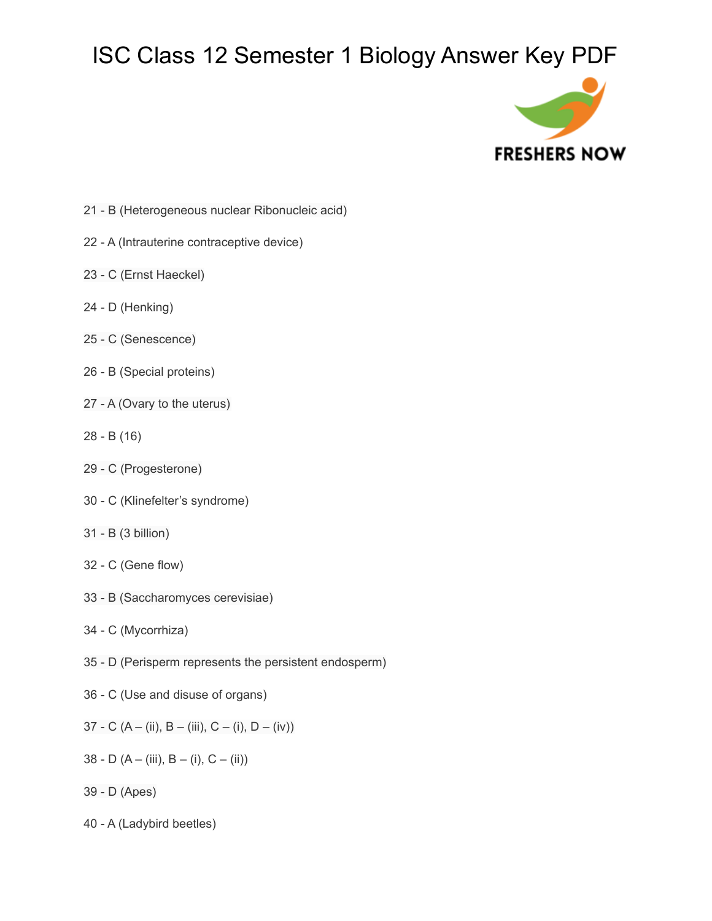# ISC Class 12 Semester 1 Biology Answer Key PDF

21 - B (Heterogeneous nuclear Ribonucleic acid)

22 - A (Intrauterine contraceptive device)

23 - C (Ernst Haeckel)

24 - D (Henking)

25 - C (Senescence)

26 - B (Special proteins)

27 - A (Ovary to the uterus)

28 - B (16)

29 - C (Progesterone)

30 - C (Klinefelter's syndrome)

31 - B (3 billion)

32 - C (Gene flow)

33 - B (Saccharomyces cerevisiae)

34 - C (Mycorrhiza)

35 - D (Perisperm represents the persistent endosperm)

36 - C (Use and disuse of organs)

37 - C (A – (ii), B – (iii), C – (i), D – (iv))

38 - D (A – (iii), B – (i), C – (ii))

39 - D (Apes)

40 - A (Ladybird beetles)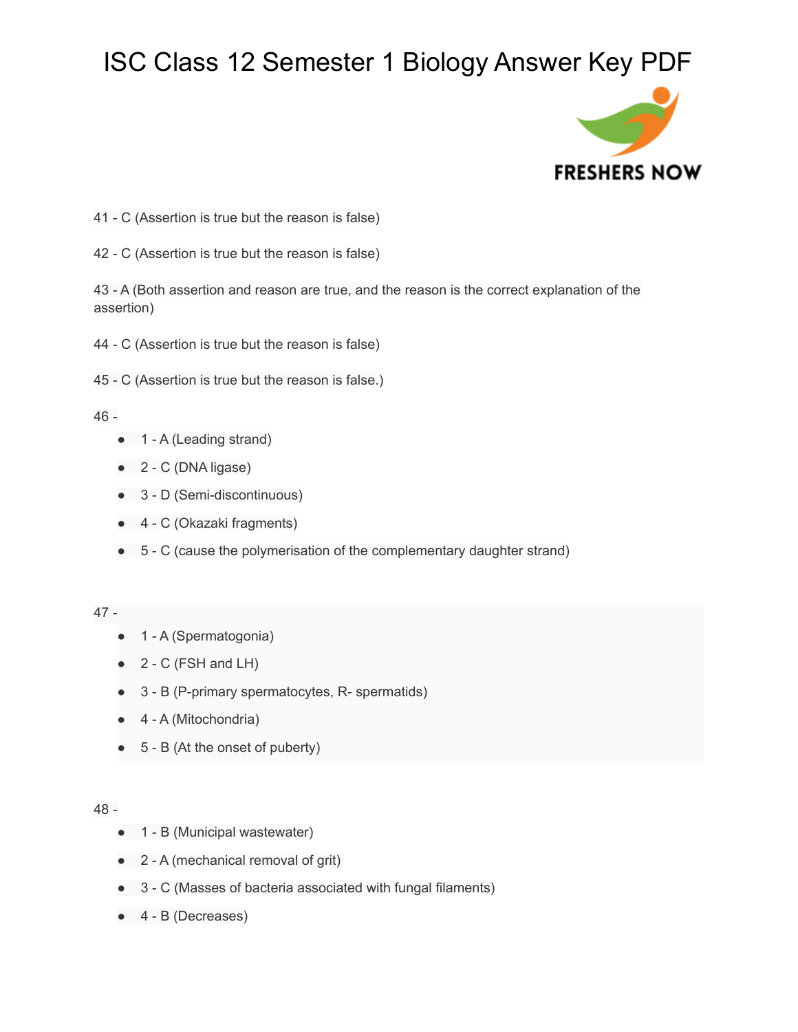# ISC Class 12 Semester 1 Biology Answer Key PDF

41 - C (Assertion is true but the reason is false)

42 - C (Assertion is true but the reason is false)

43 - A (Both assertion and reason are true, and the reason is the correct explanation of the assertion)

44 - C (Assertion is true but the reason is false)

45 - C (Assertion is true but the reason is false.)

46 -

- 1 - A (Leading strand)
- 2 - C (DNA ligase)
- 3 - D (Semi-discontinuous)
- 4 - C (Okazaki fragments)
- 5 - C (cause the polymerisation of the complementary daughter strand)

47 -

- 1 - A (Spermatogonia)
- 2 - C (FSH and LH)
- 3 - B (P-primary spermatocytes, R- spermatids)
- 4 - A (Mitochondria)
- 5 - B (At the onset of puberty)

48 -

- 1 - B (Municipal wastewater)
- 2 - A (mechanical removal of grit)
- 3 - C (Masses of bacteria associated with fungal filaments)
- 4 - B (Decreases)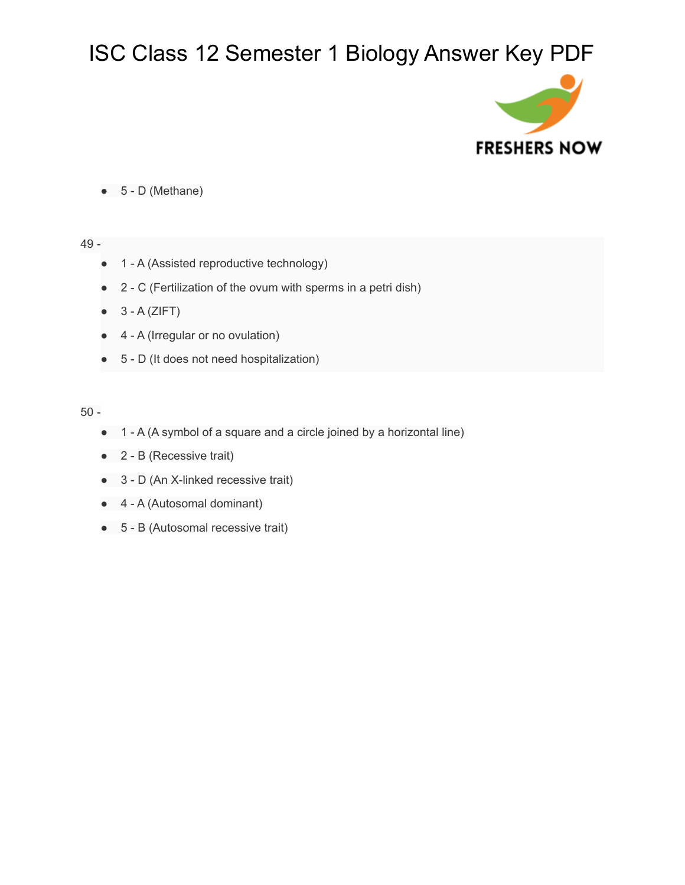- 5 - D (Methane)

49 -

- 1 - A (Assisted reproductive technology)
- 2 - C (Fertilization of the ovum with sperms in a petri dish)
- 3 - A (ZIFT)
- 4 - A (Irregular or no ovulation)
- 5 - D (It does not need hospitalization)

50 -

- 1 - A (A symbol of a square and a circle joined by a horizontal line)
- 2 - B (Recessive trait)
- 3 - D (An X-linked recessive trait)
- 4 - A (Autosomal dominant)
- 5 - B (Autosomal recessive trait)